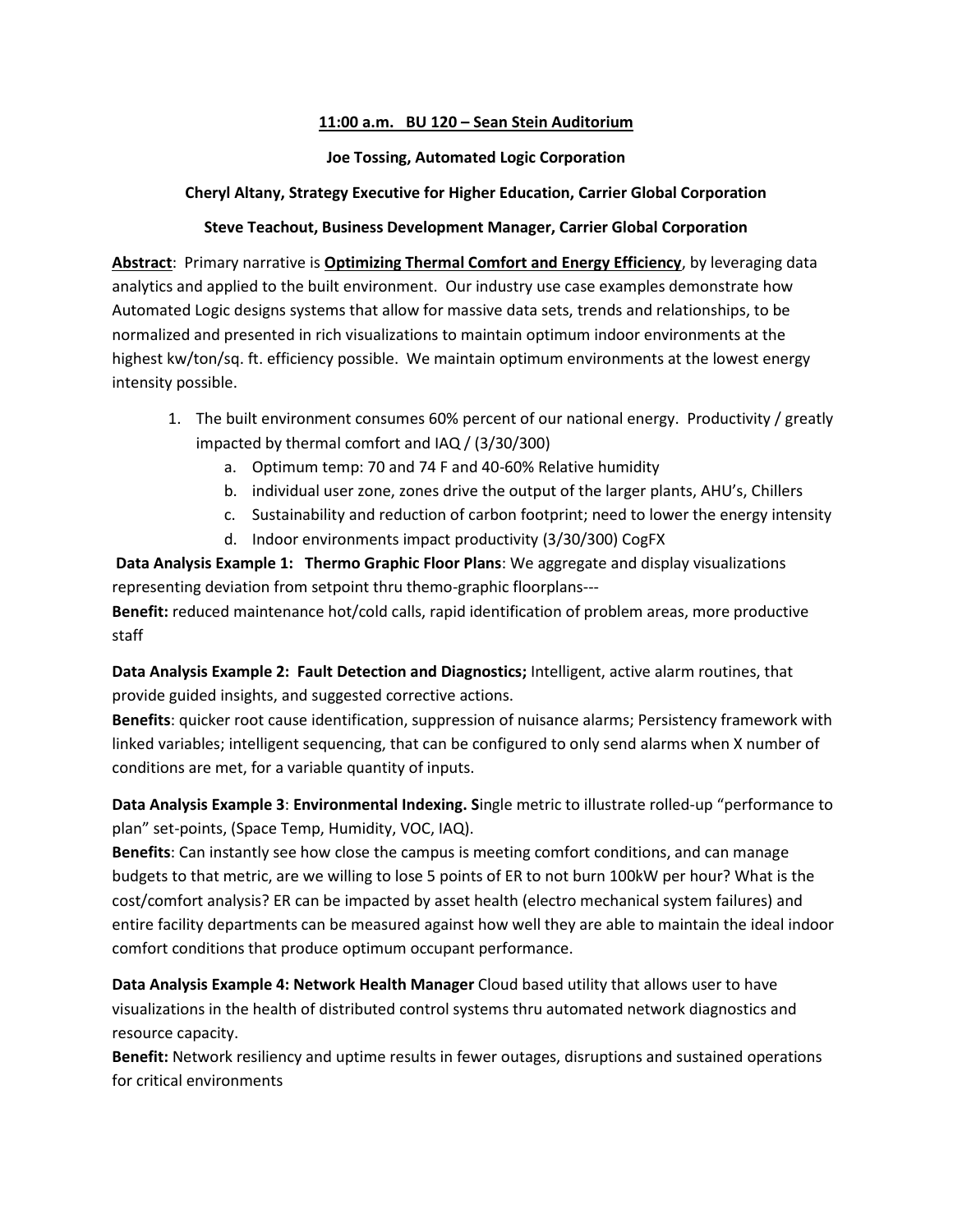**11:00 a.m. BU 120 – Sean Stein Auditorium**

**Joe Tossing, Automated Logic Corporation**

**Cheryl Altany, Strategy Executive for Higher Education, Carrier Global Corporation**

**Steve Teachout, Business Development Manager, Carrier Global Corporation**

**Abstract**: Primary narrative is **Optimizing Thermal Comfort and Energy Efficiency**, by leveraging data analytics and applied to the built environment. Our industry use case examples demonstrate how Automated Logic designs systems that allow for massive data sets, trends and relationships, to be normalized and presented in rich visualizations to maintain optimum indoor environments at the highest kw/ton/sq. ft. efficiency possible. We maintain optimum environments at the lowest energy intensity possible.

1. The built environment consumes 60% percent of our national energy. Productivity / greatly impacted by thermal comfort and IAQ / (3/30/300)
   a. Optimum temp: 70 and 74 F and 40-60% Relative humidity
   b. individual user zone, zones drive the output of the larger plants, AHU's, Chillers
   c. Sustainability and reduction of carbon footprint; need to lower the energy intensity
   d. Indoor environments impact productivity (3/30/300) CogFX

**Data Analysis Example 1: Thermo Graphic Floor Plans**: We aggregate and display visualizations representing deviation from setpoint thru themo-graphic floorplans---
**Benefit:** reduced maintenance hot/cold calls, rapid identification of problem areas, more productive staff

**Data Analysis Example 2: Fault Detection and Diagnostics;** Intelligent, active alarm routines, that provide guided insights, and suggested corrective actions.
**Benefits**: quicker root cause identification, suppression of nuisance alarms; Persistency framework with linked variables; intelligent sequencing, that can be configured to only send alarms when X number of conditions are met, for a variable quantity of inputs.

**Data Analysis Example 3**: **Environmental Indexing. S**ingle metric to illustrate rolled-up "performance to plan" set-points, (Space Temp, Humidity, VOC, IAQ).
**Benefits**: Can instantly see how close the campus is meeting comfort conditions, and can manage budgets to that metric, are we willing to lose 5 points of ER to not burn 100kW per hour? What is the cost/comfort analysis? ER can be impacted by asset health (electro mechanical system failures) and entire facility departments can be measured against how well they are able to maintain the ideal indoor comfort conditions that produce optimum occupant performance.

**Data Analysis Example 4: Network Health Manager** Cloud based utility that allows user to have visualizations in the health of distributed control systems thru automated network diagnostics and resource capacity.
**Benefit:** Network resiliency and uptime results in fewer outages, disruptions and sustained operations for critical environments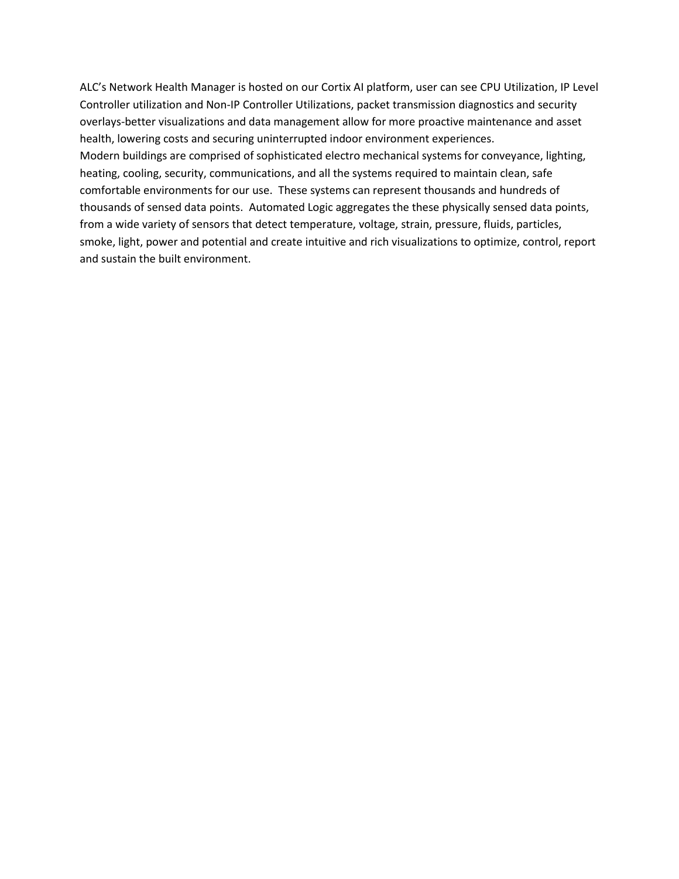ALC's Network Health Manager is hosted on our Cortix AI platform, user can see CPU Utilization, IP Level Controller utilization and Non-IP Controller Utilizations, packet transmission diagnostics and security overlays-better visualizations and data management allow for more proactive maintenance and asset health, lowering costs and securing uninterrupted indoor environment experiences.

Modern buildings are comprised of sophisticated electro mechanical systems for conveyance, lighting, heating, cooling, security, communications, and all the systems required to maintain clean, safe comfortable environments for our use. These systems can represent thousands and hundreds of thousands of sensed data points. Automated Logic aggregates the these physically sensed data points, from a wide variety of sensors that detect temperature, voltage, strain, pressure, fluids, particles, smoke, light, power and potential and create intuitive and rich visualizations to optimize, control, report and sustain the built environment.